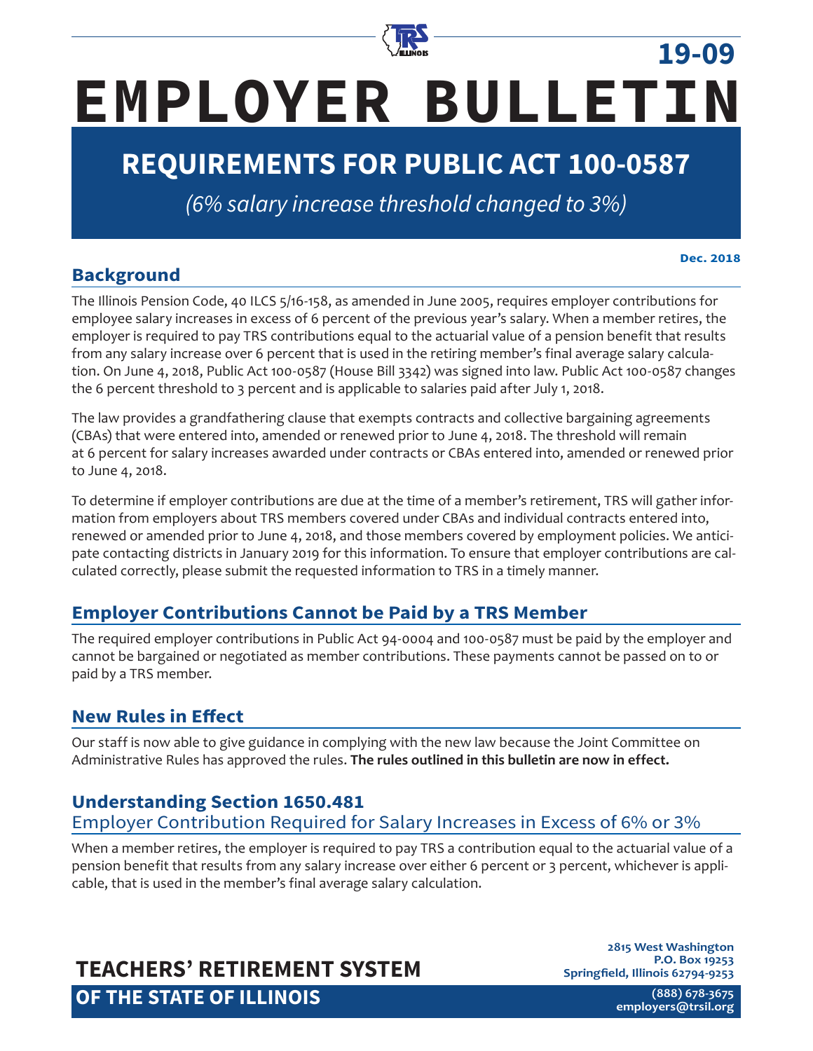19-09

# EMPLOYER BULLETIN

## REQUIREMENTS FOR PUBLIC ACT 100-0587

*(6% salary increase threshold changed to 3%)*

**Dec. 2018**

## Background

The Illinois Pension Code, 40 ILCS 5/16-158, as amended in June 2005, requires employer contributions for employee salary increases in excess of 6 percent of the previous year's salary. When a member retires, the employer is required to pay TRS contributions equal to the actuarial value of a pension benefit that results from any salary increase over 6 percent that is used in the retiring member's final average salary calculation. On June 4, 2018, Public Act 100-0587 (House Bill 3342) was signed into law. Public Act 100-0587 changes the 6 percent threshold to 3 percent and is applicable to salaries paid after July 1, 2018.

The law provides a grandfathering clause that exempts contracts and collective bargaining agreements (CBAs) that were entered into, amended or renewed prior to June 4, 2018. The threshold will remain at 6 percent for salary increases awarded under contracts or CBAs entered into, amended or renewed prior to June 4, 2018.

To determine if employer contributions are due at the time of a member's retirement, TRS will gather information from employers about TRS members covered under CBAs and individual contracts entered into, renewed or amended prior to June 4, 2018, and those members covered by employment policies. We anticipate contacting districts in January 2019 for this information. To ensure that employer contributions are calculated correctly, please submit the requested information to TRS in a timely manner.

## Employer Contributions Cannot be Paid by a TRS Member

The required employer contributions in Public Act 94-0004 and 100-0587 must be paid by the employer and cannot be bargained or negotiated as member contributions. These payments cannot be passed on to or paid by a TRS member.

## New Rules in Effect

Our staff is now able to give guidance in complying with the new law because the Joint Committee on Administrative Rules has approved the rules. **The rules outlined in this bulletin are now in effect.**

## Understanding Section 1650.481

### Employer Contribution Required for Salary Increases in Excess of 6% or 3%

When a member retires, the employer is required to pay TRS a contribution equal to the actuarial value of a pension benefit that results from any salary increase over either 6 percent or 3 percent, whichever is applicable, that is used in the member's final average salary calculation.

**TEACHERS' RETIREMENT SYSTEM OF THE STATE OF ILLINOIS**

2815 West Washington
P.O. Box 19253
Springfield, Illinois 62794-9253

(888) 678-3675
employers@trsil.org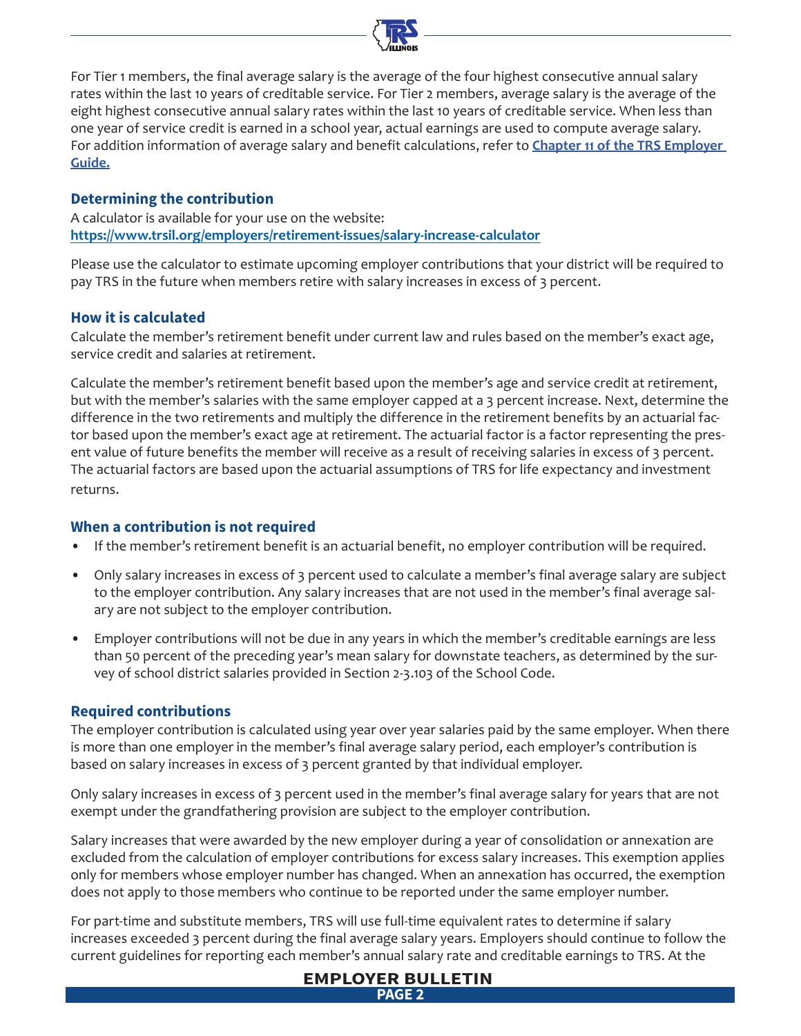For Tier 1 members, the final average salary is the average of the four highest consecutive annual salary rates within the last 10 years of creditable service. For Tier 2 members, average salary is the average of the eight highest consecutive annual salary rates within the last 10 years of creditable service. When less than one year of service credit is earned in a school year, actual earnings are used to compute average salary. For addition information of average salary and benefit calculations, refer to **[Chapter 11 of the TRS Employer Guide.](#)**

### Determining the contribution

A calculator is available for your use on the website:
**https://www.trsil.org/employers/retirement-issues/salary-increase-calculator**

Please use the calculator to estimate upcoming employer contributions that your district will be required to pay TRS in the future when members retire with salary increases in excess of 3 percent.

### How it is calculated

Calculate the member's retirement benefit under current law and rules based on the member's exact age, service credit and salaries at retirement.

Calculate the member's retirement benefit based upon the member's age and service credit at retirement, but with the member's salaries with the same employer capped at a 3 percent increase. Next, determine the difference in the two retirements and multiply the difference in the retirement benefits by an actuarial factor based upon the member's exact age at retirement. The actuarial factor is a factor representing the present value of future benefits the member will receive as a result of receiving salaries in excess of 3 percent. The actuarial factors are based upon the actuarial assumptions of TRS for life expectancy and investment returns.

### When a contribution is not required

- If the member's retirement benefit is an actuarial benefit, no employer contribution will be required.
- Only salary increases in excess of 3 percent used to calculate a member's final average salary are subject to the employer contribution. Any salary increases that are not used in the member's final average salary are not subject to the employer contribution.
- Employer contributions will not be due in any years in which the member's creditable earnings are less than 50 percent of the preceding year's mean salary for downstate teachers, as determined by the survey of school district salaries provided in Section 2-3.103 of the School Code.

### Required contributions

The employer contribution is calculated using year over year salaries paid by the same employer. When there is more than one employer in the member's final average salary period, each employer's contribution is based on salary increases in excess of 3 percent granted by that individual employer.

Only salary increases in excess of 3 percent used in the member's final average salary for years that are not exempt under the grandfathering provision are subject to the employer contribution.

Salary increases that were awarded by the new employer during a year of consolidation or annexation are excluded from the calculation of employer contributions for excess salary increases. This exemption applies only for members whose employer number has changed. When an annexation has occurred, the exemption does not apply to those members who continue to be reported under the same employer number.

For part-time and substitute members, TRS will use full-time equivalent rates to determine if salary increases exceeded 3 percent during the final average salary years. Employers should continue to follow the current guidelines for reporting each member's annual salary rate and creditable earnings to TRS. At the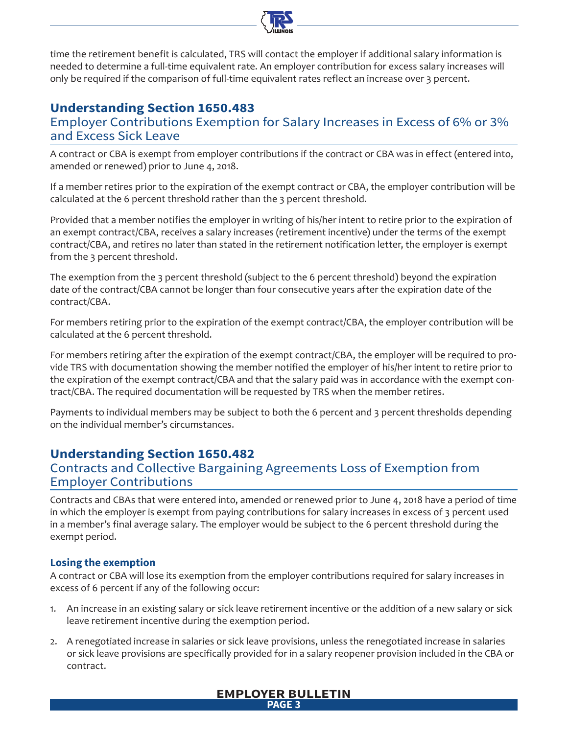time the retirement benefit is calculated, TRS will contact the employer if additional salary information is needed to determine a full-time equivalent rate. An employer contribution for excess salary increases will only be required if the comparison of full-time equivalent rates reflect an increase over 3 percent.

## Understanding Section 1650.483

### Employer Contributions Exemption for Salary Increases in Excess of 6% or 3% and Excess Sick Leave

A contract or CBA is exempt from employer contributions if the contract or CBA was in effect (entered into, amended or renewed) prior to June 4, 2018.

If a member retires prior to the expiration of the exempt contract or CBA, the employer contribution will be calculated at the 6 percent threshold rather than the 3 percent threshold.

Provided that a member notifies the employer in writing of his/her intent to retire prior to the expiration of an exempt contract/CBA, receives a salary increases (retirement incentive) under the terms of the exempt contract/CBA, and retires no later than stated in the retirement notification letter, the employer is exempt from the 3 percent threshold.

The exemption from the 3 percent threshold (subject to the 6 percent threshold) beyond the expiration date of the contract/CBA cannot be longer than four consecutive years after the expiration date of the contract/CBA.

For members retiring prior to the expiration of the exempt contract/CBA, the employer contribution will be calculated at the 6 percent threshold.

For members retiring after the expiration of the exempt contract/CBA, the employer will be required to provide TRS with documentation showing the member notified the employer of his/her intent to retire prior to the expiration of the exempt contract/CBA and that the salary paid was in accordance with the exempt contract/CBA. The required documentation will be requested by TRS when the member retires.

Payments to individual members may be subject to both the 6 percent and 3 percent thresholds depending on the individual member's circumstances.

## Understanding Section 1650.482

### Contracts and Collective Bargaining Agreements Loss of Exemption from Employer Contributions

Contracts and CBAs that were entered into, amended or renewed prior to June 4, 2018 have a period of time in which the employer is exempt from paying contributions for salary increases in excess of 3 percent used in a member's final average salary. The employer would be subject to the 6 percent threshold during the exempt period.

#### Losing the exemption

A contract or CBA will lose its exemption from the employer contributions required for salary increases in excess of 6 percent if any of the following occur:

1. An increase in an existing salary or sick leave retirement incentive or the addition of a new salary or sick leave retirement incentive during the exemption period.
2. A renegotiated increase in salaries or sick leave provisions, unless the renegotiated increase in salaries or sick leave provisions are specifically provided for in a salary reopener provision included in the CBA or contract.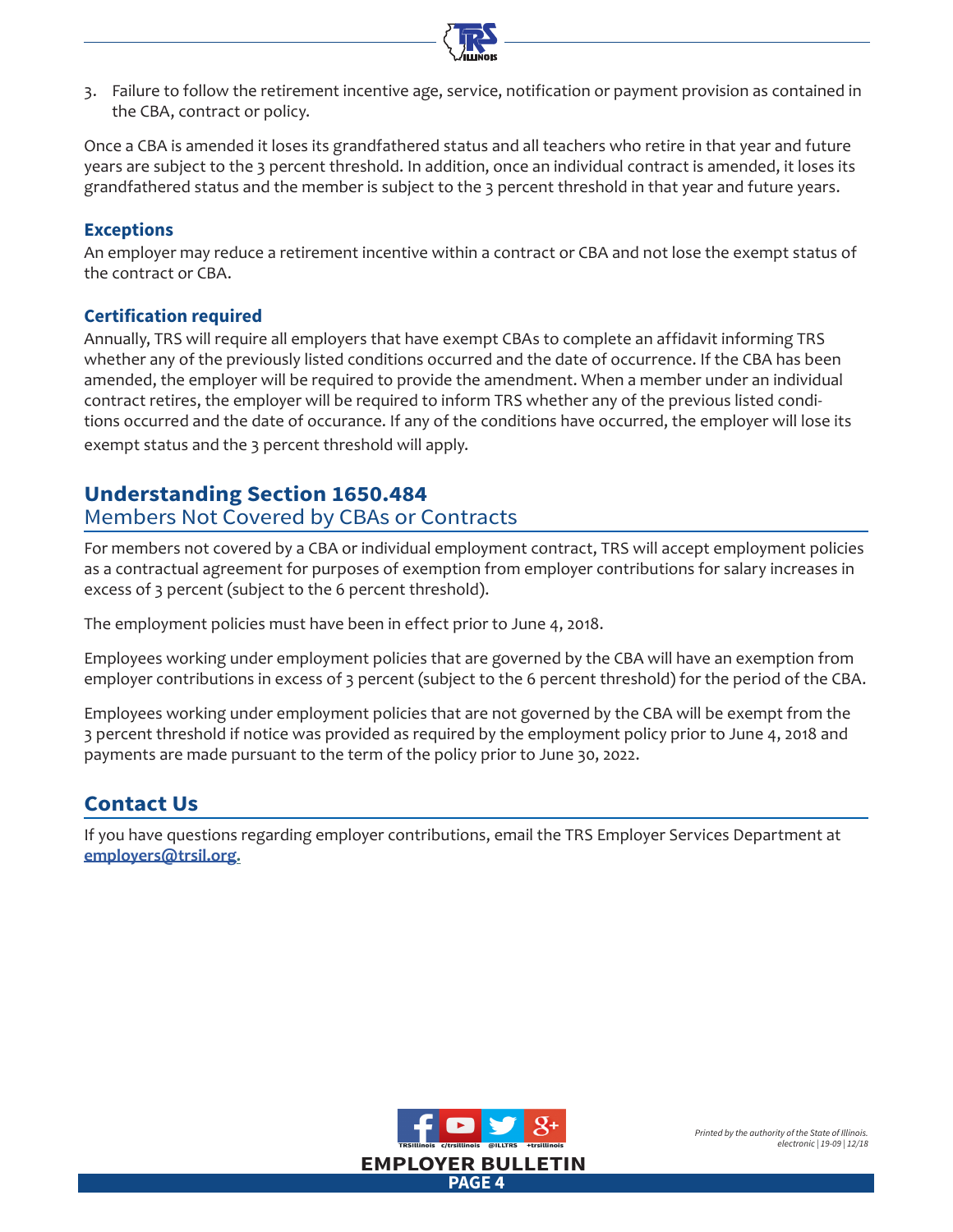3. Failure to follow the retirement incentive age, service, notification or payment provision as contained in the CBA, contract or policy.

Once a CBA is amended it loses its grandfathered status and all teachers who retire in that year and future years are subject to the 3 percent threshold. In addition, once an individual contract is amended, it loses its grandfathered status and the member is subject to the 3 percent threshold in that year and future years.

### Exceptions

An employer may reduce a retirement incentive within a contract or CBA and not lose the exempt status of the contract or CBA.

### Certification required

Annually, TRS will require all employers that have exempt CBAs to complete an affidavit informing TRS whether any of the previously listed conditions occurred and the date of occurrence. If the CBA has been amended, the employer will be required to provide the amendment. When a member under an individual contract retires, the employer will be required to inform TRS whether any of the previous listed conditions occurred and the date of occurance. If any of the conditions have occurred, the employer will lose its exempt status and the 3 percent threshold will apply.

## Understanding Section 1650.484
Members Not Covered by CBAs or Contracts

For members not covered by a CBA or individual employment contract, TRS will accept employment policies as a contractual agreement for purposes of exemption from employer contributions for salary increases in excess of 3 percent (subject to the 6 percent threshold).

The employment policies must have been in effect prior to June 4, 2018.

Employees working under employment policies that are governed by the CBA will have an exemption from employer contributions in excess of 3 percent (subject to the 6 percent threshold) for the period of the CBA.

Employees working under employment policies that are not governed by the CBA will be exempt from the 3 percent threshold if notice was provided as required by the employment policy prior to June 4, 2018 and payments are made pursuant to the term of the policy prior to June 30, 2022.

## Contact Us

If you have questions regarding employer contributions, email the TRS Employer Services Department at **employers@trsil.org**.

*Printed by the authority of the State of Illinois.*
*electronic | 19-09 | 12/18*